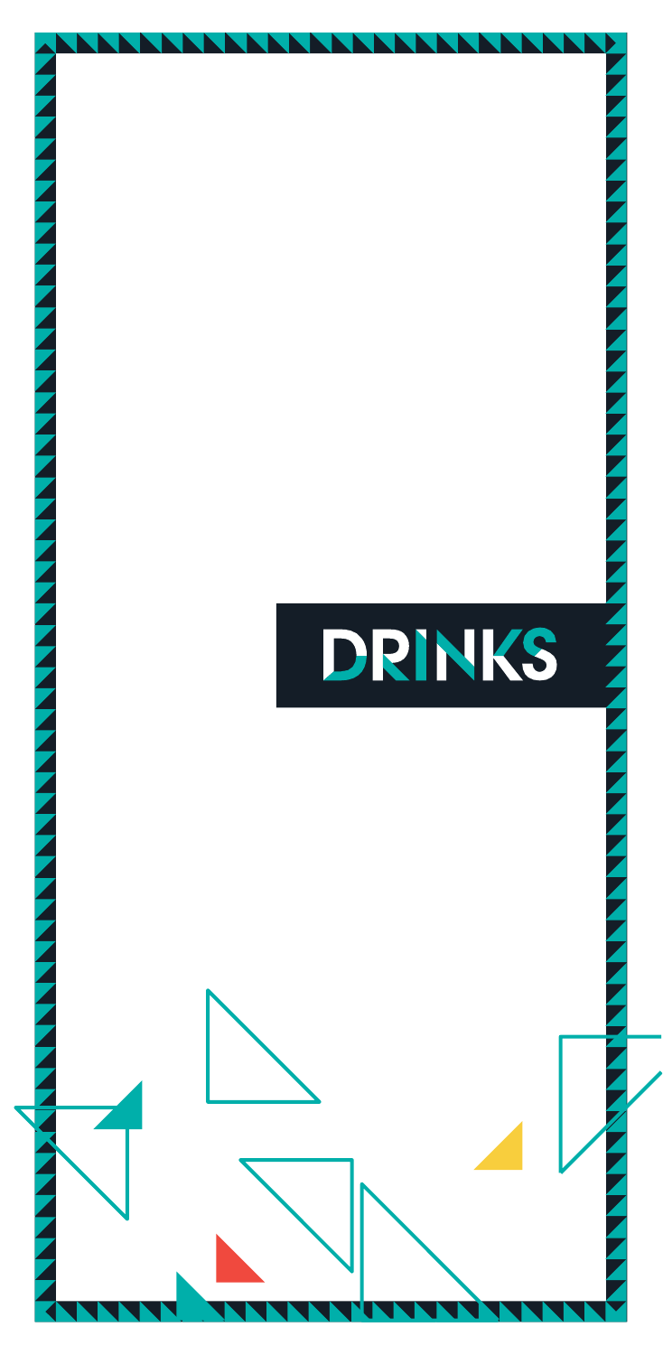# DRINKS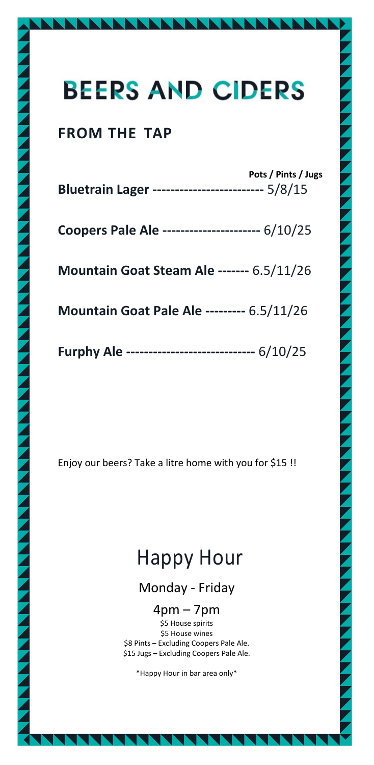# BEERS AND CIDERS

## FROM THE TAP

| | Pots / Pints / Jugs |
|---|---|
| **Bluetrain Lager** | 5/8/15 |
| **Coopers Pale Ale** | 6/10/25 |
| **Mountain Goat Steam Ale** | 6.5/11/26 |
| **Mountain Goat Pale Ale** | 6.5/11/26 |
| **Furphy Ale** | 6/10/25 |

Enjoy our beers? Take a litre home with you for $15 !!

# Happy Hour

Monday - Friday

4pm – 7pm

$5 House spirits

$5 House wines

$8 Pints – Excluding Coopers Pale Ale.

$15 Jugs – Excluding Coopers Pale Ale.

*Happy Hour in bar area only*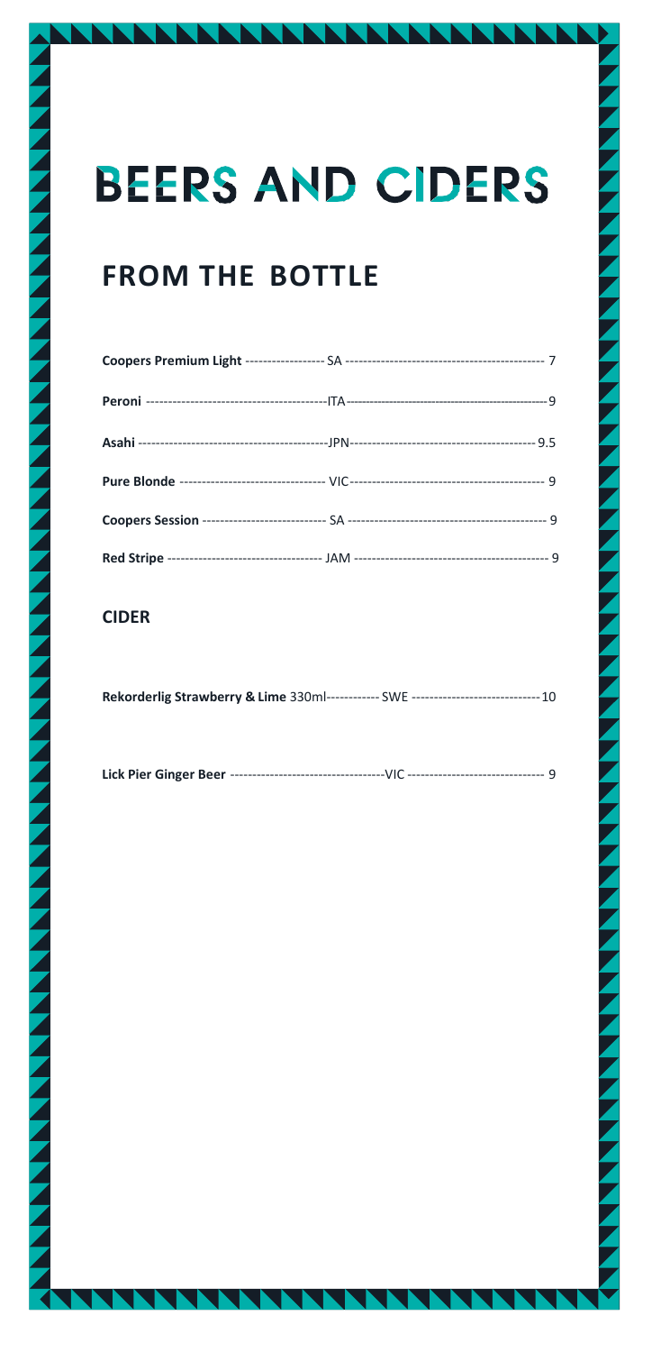# BEERS AND CIDERS

## FROM THE BOTTLE

**Coopers Premium Light** ------------------ SA --------------------------------------------- 7

**Peroni** ------------------------------------------ITA------------------------------------------------- 9

**Asahi** -------------------------------------------JPN------------------------------------------ 9.5

**Pure Blonde** --------------------------------- VIC--------------------------------------------- 9

**Coopers Session** ---------------------------- SA --------------------------------------------- 9

**Red Stripe** ----------------------------------- JAM -------------------------------------------- 9

### CIDER

**Rekorderlig Strawberry & Lime** 330ml------------ SWE ----------------------------- 10

**Lick Pier Ginger Beer** -----------------------------------VIC -------------------------------- 9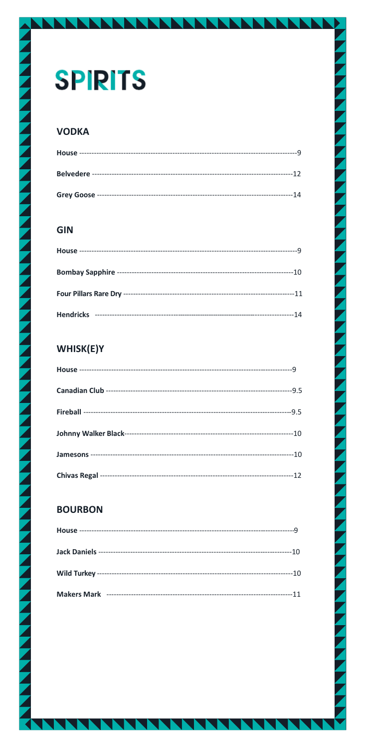# SPIRITS

## VODKA

**House** --------------------------------------------------------------------------------------9

**Belvedere** ---------------------------------------------------------------------------------12

**Grey Goose** -------------------------------------------------------------------------------14

## GIN

**House** --------------------------------------------------------------------------------------9

**Bombay Sapphire** ----------------------------------------------------------------------10

**Four Pillars Rare Dry** -------------------------------------------------------------------11

**Hendricks** ----------------------------------------------------------------------------------14

## WHISK(E)Y

**House** -----------------------------------------------------------------------------------9

**Canadian Club** -------------------------------------------------------------------------9.5

**Fireball** -----------------------------------------------------------------------------------9.5

**Johnny Walker Black**------------------------------------------------------------------10

**Jamesons** ----------------------------------------------------------------------------------10

**Chivas Regal** ------------------------------------------------------------------------------12

## BOURBON

**House** -----------------------------------------------------------------------------------9

**Jack Daniels** -------------------------------------------------------------------------------10

**Wild Turkey** --------------------------------------------------------------------------------10

**Makers Mark** -----------------------------------------------------------------------------11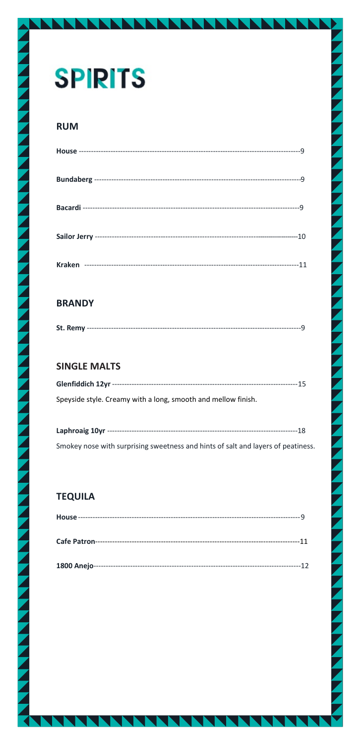# SPIRITS

## RUM

**House** ---------------------------------------------------------------------------------------9

**Bundaberg** ---------------------------------------------------------------------------------9

**Bacardi** -------------------------------------------------------------------------------------9

**Sailor Jerry** -------------------------------------------------------------------------------10

**Kraken** -----------------------------------------------------------------------------------11

## BRANDY

**St. Remy** ---------------------------------------------------------------------------------9

## SINGLE MALTS

**Glenfiddich 12yr** ---------------------------------------------------------------------15

Speyside style. Creamy with a long, smooth and mellow finish.

**Laphroaig 10yr** ------------------------------------------------------------------------18

Smokey nose with surprising sweetness and hints of salt and layers of peatiness.

## TEQUILA

**House**---------------------------------------------------------------------------------------9

**Cafe Patron**---------------------------------------------------------------------------11

**1800 Anejo**---------------------------------------------------------------------------12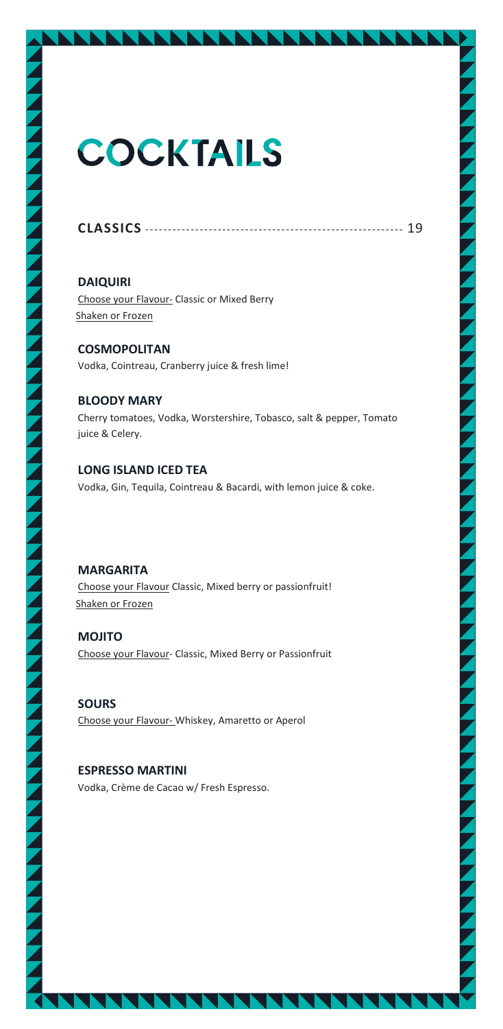# COCKTAILS

## CLASSICS ------------------------------------------------------- 19

**DAIQUIRI**
Choose your Flavour- Classic or Mixed Berry
Shaken or Frozen

**COSMOPOLITAN**
Vodka, Cointreau, Cranberry juice & fresh lime!

**BLOODY MARY**
Cherry tomatoes, Vodka, Worstershire, Tobasco, salt & pepper, Tomato juice & Celery.

**LONG ISLAND ICED TEA**
Vodka, Gin, Tequila, Cointreau & Bacardi, with lemon juice & coke.

**MARGARITA**
Choose your Flavour Classic, Mixed berry or passionfruit!
Shaken or Frozen

**MOJITO**
Choose your Flavour- Classic, Mixed Berry or Passionfruit

**SOURS**
Choose your Flavour- Whiskey, Amaretto or Aperol

**ESPRESSO MARTINI**
Vodka, Crème de Cacao w/ Fresh Espresso.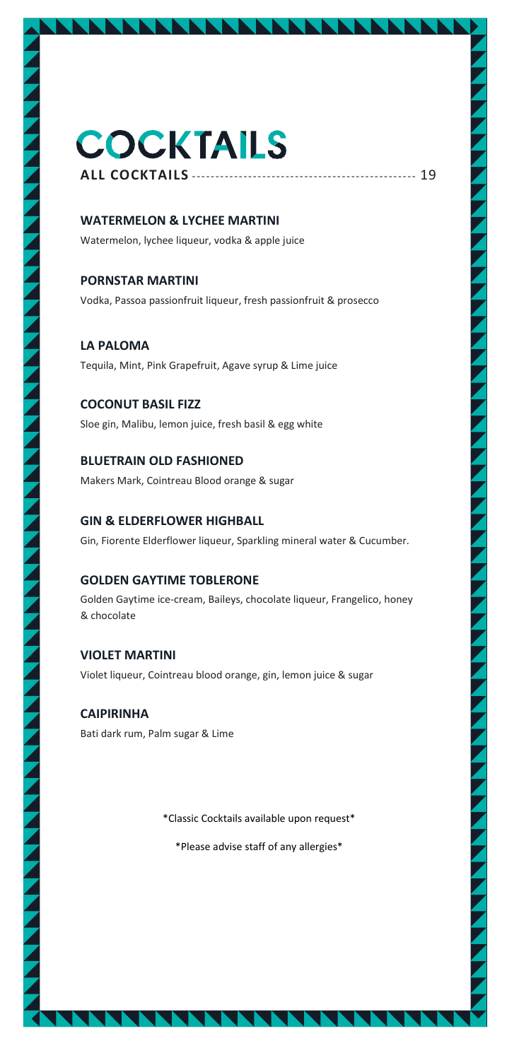# COCKTAILS

**ALL COCKTAILS** ------------------------------------------------ 19

**WATERMELON & LYCHEE MARTINI**
Watermelon, lychee liqueur, vodka & apple juice

**PORNSTAR MARTINI**
Vodka, Passoa passionfruit liqueur, fresh passionfruit & prosecco

**LA PALOMA**
Tequila, Mint, Pink Grapefruit, Agave syrup & Lime juice

**COCONUT BASIL FIZZ**
Sloe gin, Malibu, lemon juice, fresh basil & egg white

**BLUETRAIN OLD FASHIONED**
Makers Mark, Cointreau Blood orange & sugar

**GIN & ELDERFLOWER HIGHBALL**
Gin, Fiorente Elderflower liqueur, Sparkling mineral water & Cucumber.

**GOLDEN GAYTIME TOBLERONE**
Golden Gaytime ice-cream, Baileys, chocolate liqueur, Frangelico, honey & chocolate

**VIOLET MARTINI**
Violet liqueur, Cointreau blood orange, gin, lemon juice & sugar

**CAIPIRINHA**
Bati dark rum, Palm sugar & Lime

*Classic Cocktails available upon request*

*Please advise staff of any allergies*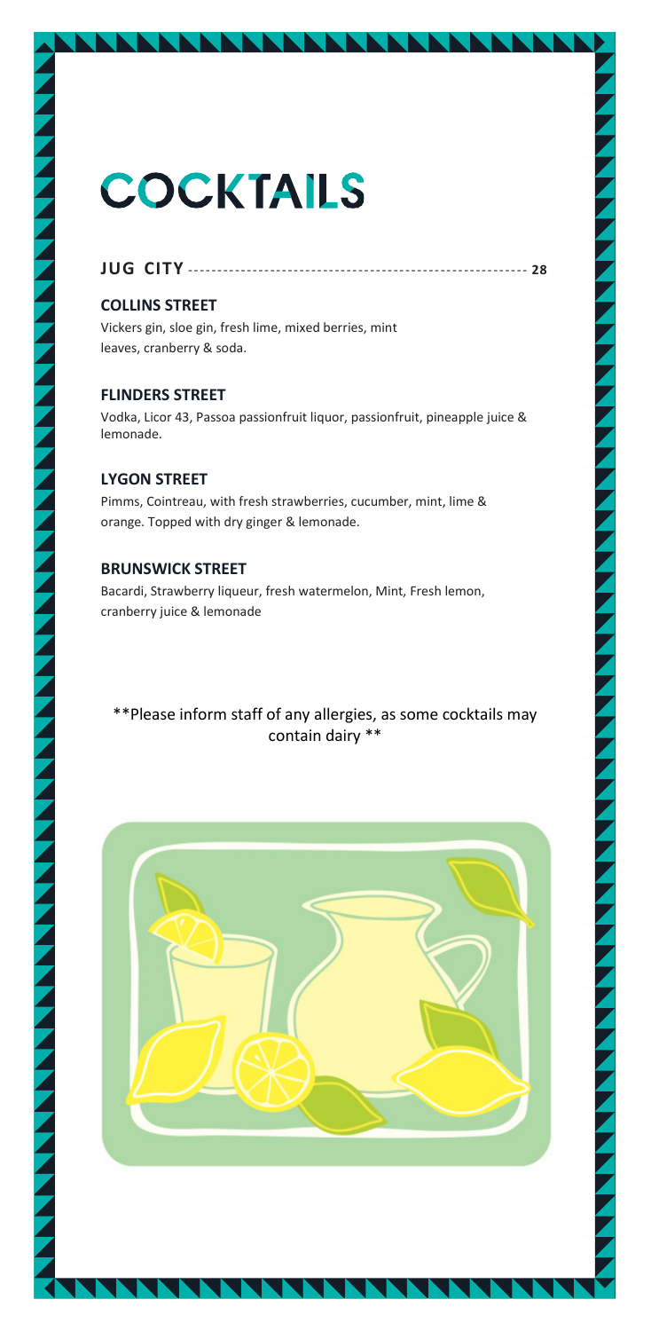# COCKTAILS

## JUG CITY ------------------------------------------------------------ 28

### COLLINS STREET

Vickers gin, sloe gin, fresh lime, mixed berries, mint leaves, cranberry & soda.

### FLINDERS STREET

Vodka, Licor 43, Passoa passionfruit liquor, passionfruit, pineapple juice & lemonade.

### LYGON STREET

Pimms, Cointreau, with fresh strawberries, cucumber, mint, lime & orange. Topped with dry ginger & lemonade.

### BRUNSWICK STREET

Bacardi, Strawberry liqueur, fresh watermelon, Mint, Fresh lemon, cranberry juice & lemonade

**Please inform staff of any allergies, as some cocktails may contain dairy **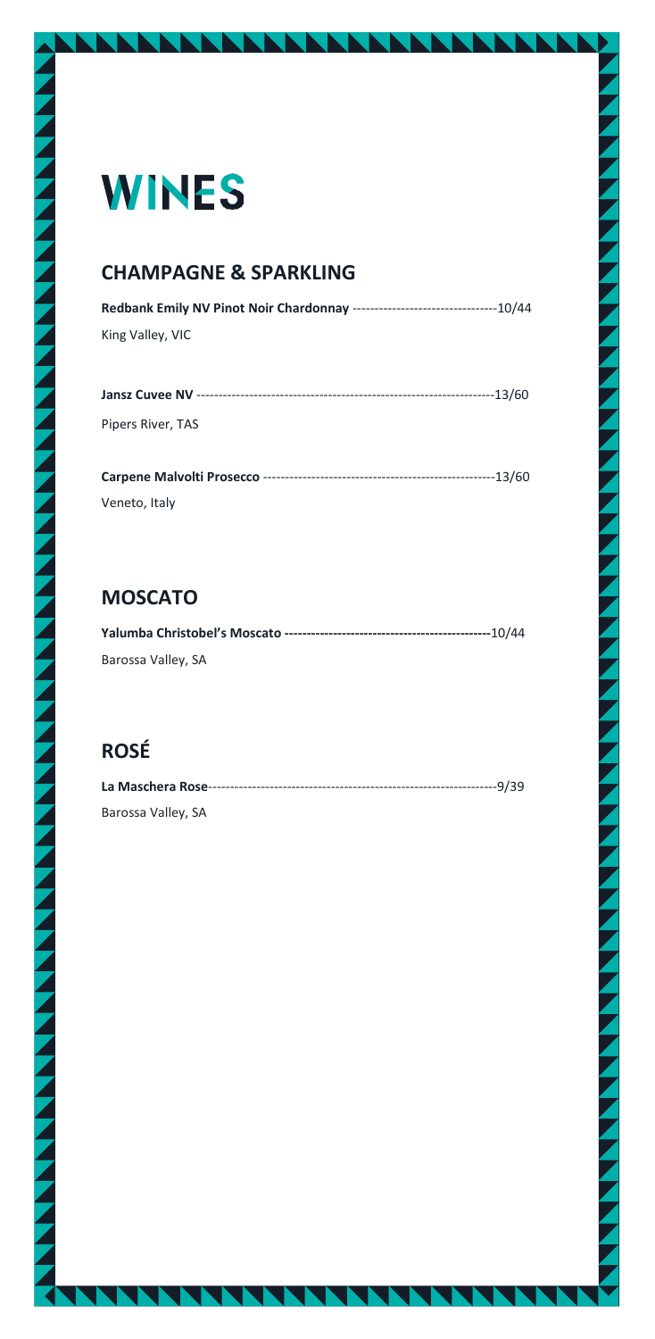# WINES

## CHAMPAGNE & SPARKLING

**Redbank Emily NV Pinot Noir Chardonnay** ---------------------------------10/44

King Valley, VIC

**Jansz Cuvee NV** ---------------------------------------------------------------------13/60

Pipers River, TAS

**Carpene Malvolti Prosecco** ----------------------------------------------------13/60

Veneto, Italy

## MOSCATO

**Yalumba Christobel's Moscato -----------------------------------------------**10/44

Barossa Valley, SA

## ROSÉ

**La Maschera Rose**------------------------------------------------------------------9/39

Barossa Valley, SA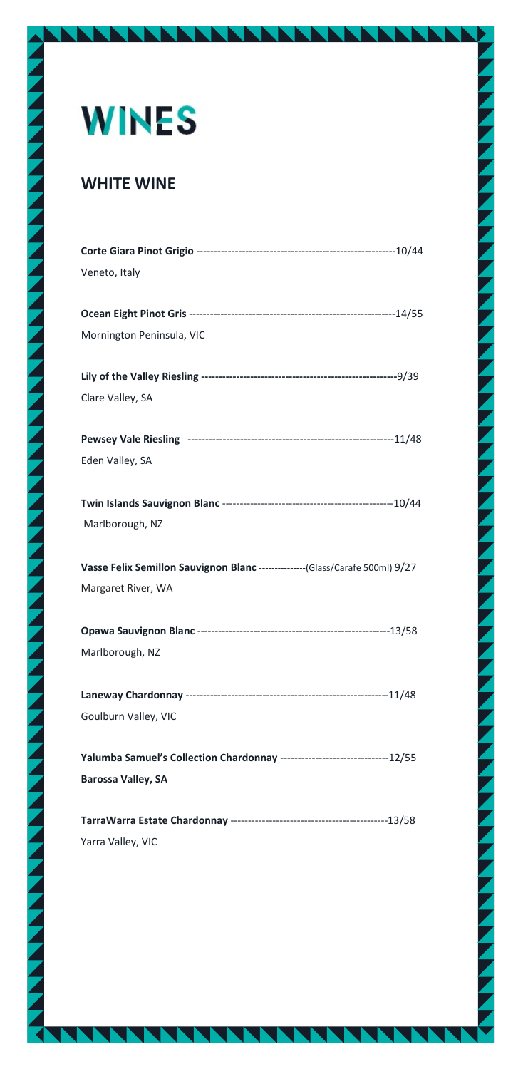# WINES

## WHITE WINE

**Corte Giara Pinot Grigio** ----------------------------------------------------------10/44
Veneto, Italy

**Ocean Eight Pinot Gris** -------------------------------------------------------------14/55
Mornington Peninsula, VIC

**Lily of the Valley Riesling** --------------------------------------------------------9/39
Clare Valley, SA

**Pewsey Vale Riesling** ----------------------------------------------------------11/48
Eden Valley, SA

**Twin Islands Sauvignon Blanc** ------------------------------------------------10/44
Marlborough, NZ

**Vasse Felix Semillon Sauvignon Blanc** ---------------(Glass/Carafe 500ml) 9/27
Margaret River, WA

**Opawa Sauvignon Blanc** ------------------------------------------------------13/58
Marlborough, NZ

**Laneway Chardonnay** ---------------------------------------------------------11/48
Goulburn Valley, VIC

**Yalumba Samuel's Collection Chardonnay** ---------------------------------12/55
**Barossa Valley, SA**

**TarraWarra Estate Chardonnay** -----------------------------------------------13/58
Yarra Valley, VIC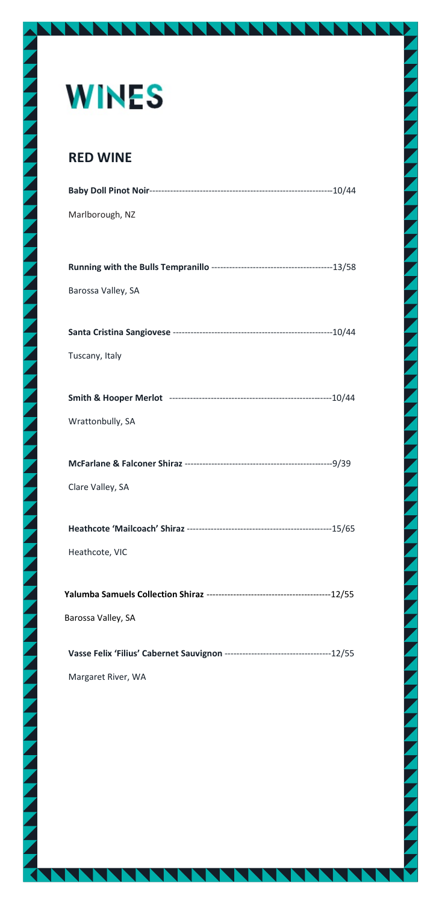# WINES

## RED WINE

**Baby Doll Pinot Noir**--------------------------------------------------------------10/44

Marlborough, NZ

**Running with the Bulls Tempranillo** ----------------------------------------13/58

Barossa Valley, SA

**Santa Cristina Sangiovese** ---------------------------------------------------10/44

Tuscany, Italy

**Smith & Hooper Merlot** ----------------------------------------------------10/44

Wrattonbully, SA

**McFarlane & Falconer Shiraz** ----------------------------------------------9/39

Clare Valley, SA

**Heathcote 'Mailcoach' Shiraz** -------------------------------------------15/65

Heathcote, VIC

**Yalumba Samuels Collection Shiraz** -----------------------------------12/55

Barossa Valley, SA

**Vasse Felix 'Filius' Cabernet Sauvignon** ----------------------------12/55

Margaret River, WA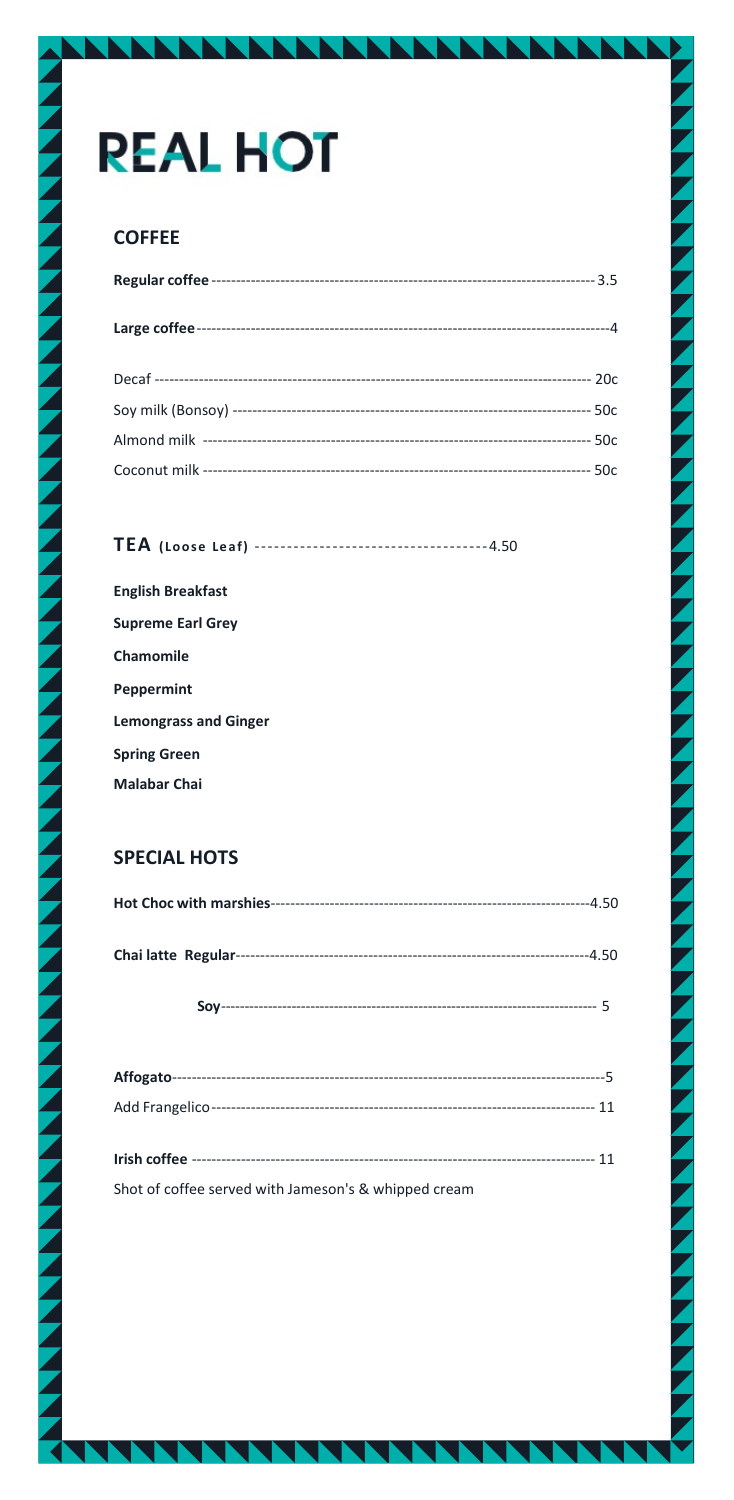# REAL HOT

## COFFEE

**Regular coffee** ---------------------------------------------------------------------------- 3.5

**Large coffee**-------------------------------------------------------------------------------------4

Decaf ------------------------------------------------------------------------------------------ 20c

Soy milk (Bonsoy) ---------------------------------------------------------------------------- 50c

Almond milk ---------------------------------------------------------------------------------- 50c

Coconut milk --------------------------------------------------------------------------------- 50c

## TEA (Loose Leaf) ------------------------------------4.50

**English Breakfast**

**Supreme Earl Grey**

**Chamomile**

**Peppermint**

**Lemongrass and Ginger**

**Spring Green**

**Malabar Chai**

## SPECIAL HOTS

**Hot Choc with marshies**-------------------------------------------------------------------4.50

**Chai latte Regular**-----------------------------------------------------------------------------4.50

**Soy**---------------------------------------------------------------------------- 5

**Affogato**--------------------------------------------------------------------------------------5

Add Frangelico----------------------------------------------------------------------------- 11

**Irish coffee** ------------------------------------------------------------------------------- 11

Shot of coffee served with Jameson's & whipped cream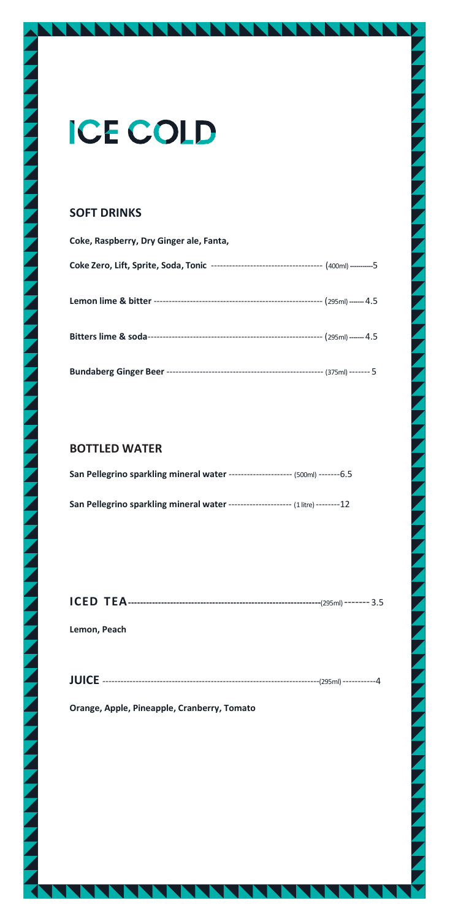# ICE COLD

## SOFT DRINKS

**Coke, Raspberry, Dry Ginger ale, Fanta,**

**Coke Zero, Lift, Sprite, Soda, Tonic** ------------------------------------- (400ml) -----------5

**Lemon lime & bitter** -------------------------------------------------------- (295ml) ------- 4.5

**Bitters lime & soda**---------------------------------------------------------- (295ml) ------- 4.5

**Bundaberg Ginger Beer** ---------------------------------------------------- (375ml) ------- 5

## BOTTLED WATER

**San Pellegrino sparkling mineral water** --------------------- (500ml) -------6.5

**San Pellegrino sparkling mineral water** --------------------- (1 litre) --------12

**ICED TEA**-----------------------------------------------------------------(295ml) ------- 3.5

**Lemon, Peach**

**JUICE** ------------------------------------------------------------------------(295ml) -----------4

**Orange, Apple, Pineapple, Cranberry, Tomato**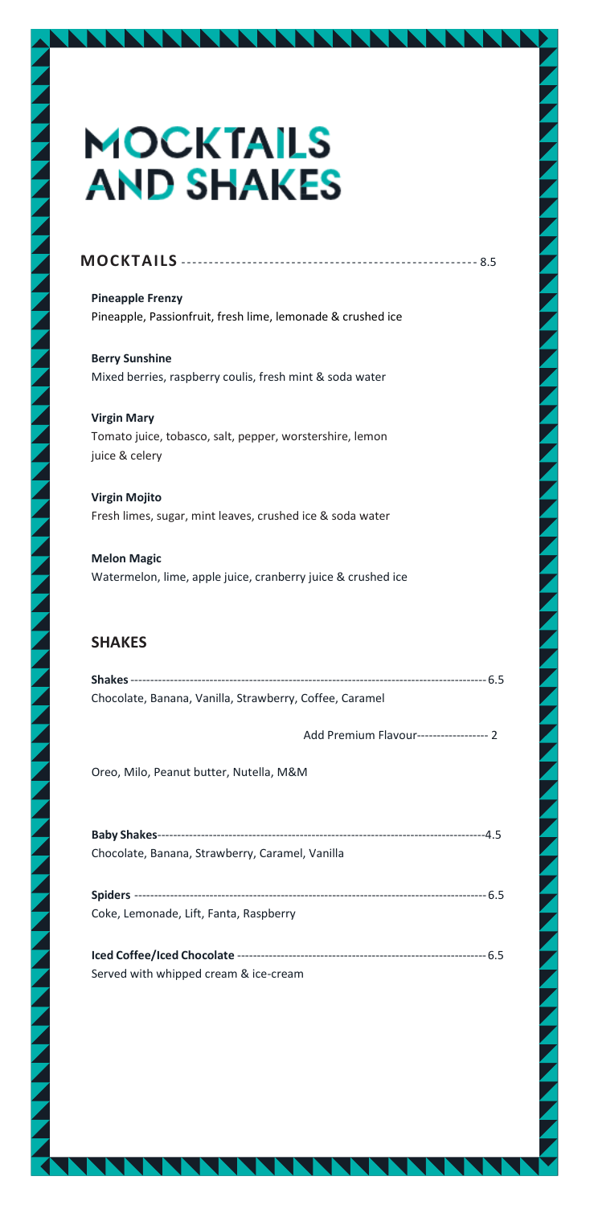# MOCKTAILS AND SHAKES

## MOCKTAILS ------------------------------------------------------ 8.5

**Pineapple Frenzy**
Pineapple, Passionfruit, fresh lime, lemonade & crushed ice

**Berry Sunshine**
Mixed berries, raspberry coulis, fresh mint & soda water

**Virgin Mary**
Tomato juice, tobasco, salt, pepper, worstershire, lemon juice & celery

**Virgin Mojito**
Fresh limes, sugar, mint leaves, crushed ice & soda water

**Melon Magic**
Watermelon, lime, apple juice, cranberry juice & crushed ice

## SHAKES

**Shakes** ------------------------------------------------------------------------------------- 6.5
Chocolate, Banana, Vanilla, Strawberry, Coffee, Caramel

Add Premium Flavour------------------ 2

Oreo, Milo, Peanut butter, Nutella, M&M

**Baby Shakes**-----------------------------------------------------------------------------------4.5
Chocolate, Banana, Strawberry, Caramel, Vanilla

**Spiders** ------------------------------------------------------------------------------------------6.5
Coke, Lemonade, Lift, Fanta, Raspberry

**Iced Coffee/Iced Chocolate** -------------------------------------------------------------- 6.5
Served with whipped cream & ice-cream